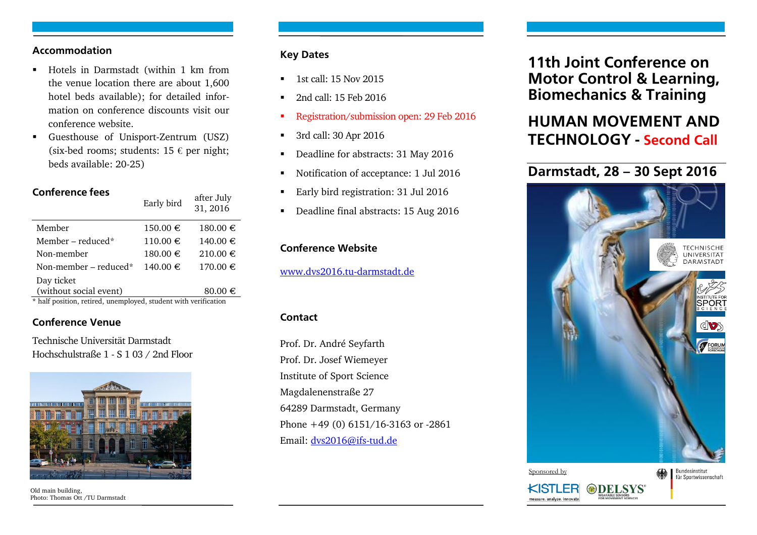## Accommodation

- Hotels in Darmstadt (within 1 km from the venue location there are about 1,600 hotel beds available); for detailed information on conference discounts visit our conference website.
- Guesthouse of Unisport-Zentrum (USZ) (six-bed rooms; students: 15 € per night; beds available: 20-25)

## Conference fees

| | Early bird | after July 31, 2016 |
|---|---|---|
| Member | 150.00 € | 180.00 € |
| Member – reduced* | 110.00 € | 140.00 € |
| Non-member | 180.00 € | 210.00 € |
| Non-member – reduced* | 140.00 € | 170.00 € |
| Day ticket (without social event) | | 80.00 € |

\* half position, retired, unemployed, student with verification

## Conference Venue

Technische Universität Darmstadt
Hochschulstraße 1 - S 1 03 / 2nd Floor

Old main building,
Photo: Thomas Ott /TU Darmstadt

## Key Dates

- 1st call: 15 Nov 2015
- 2nd call: 15 Feb 2016
- Registration/submission open: 29 Feb 2016
- 3rd call: 30 Apr 2016
- Deadline for abstracts: 31 May 2016
- Notification of acceptance: 1 Jul 2016
- Early bird registration: 31 Jul 2016
- Deadline final abstracts: 15 Aug 2016

## Conference Website

www.dvs2016.tu-darmstadt.de

## Contact

Prof. Dr. André Seyfarth
Prof. Dr. Josef Wiemeyer
Institute of Sport Science
Magdalenenstraße 27
64289 Darmstadt, Germany
Phone +49 (0) 6151/16-3163 or -2861
Email: dvs2016@ifs-tud.de

# 11th Joint Conference on Motor Control & Learning, Biomechanics & Training

# HUMAN MOVEMENT AND TECHNOLOGY - Second Call

## Darmstadt, 28 – 30 Sept 2016

TECHNISCHE UNIVERSITÄT DARMSTADT

INSTITUTE FOR SPORT SCIENCE

dvs

FORUM

Sponsored by

KISTLER measure. analyze. innovate.

DELSYS WEARABLE SENSORS FOR MOVEMENT SCIENCES

Bundesinstitut für Sportwissenschaft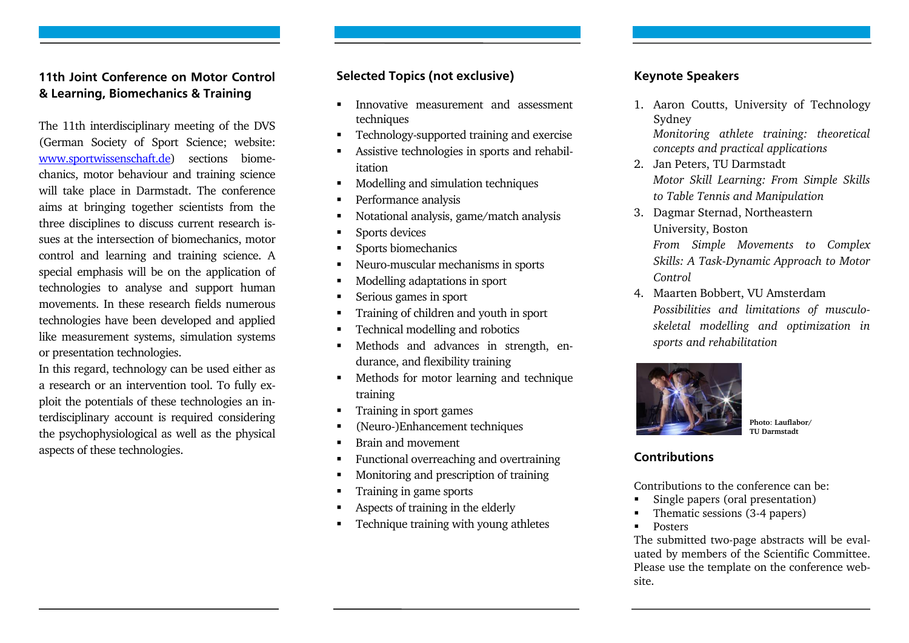### 11th Joint Conference on Motor Control & Learning, Biomechanics & Training

The 11th interdisciplinary meeting of the DVS (German Society of Sport Science; website: [www.sportwissenschaft.de](http://www.sportwissenschaft.de)) sections biomechanics, motor behaviour and training science will take place in Darmstadt. The conference aims at bringing together scientists from the three disciplines to discuss current research issues at the intersection of biomechanics, motor control and learning and training science. A special emphasis will be on the application of technologies to analyse and support human movements. In these research fields numerous technologies have been developed and applied like measurement systems, simulation systems or presentation technologies.

In this regard, technology can be used either as a research or an intervention tool. To fully exploit the potentials of these technologies an interdisciplinary account is required considering the psychophysiological as well as the physical aspects of these technologies.

### Selected Topics (not exclusive)

- Innovative measurement and assessment techniques
- Technology-supported training and exercise
- Assistive technologies in sports and rehabilitation
- Modelling and simulation techniques
- Performance analysis
- Notational analysis, game/match analysis
- Sports devices
- Sports biomechanics
- Neuro-muscular mechanisms in sports
- Modelling adaptations in sport
- Serious games in sport
- Training of children and youth in sport
- Technical modelling and robotics
- Methods and advances in strength, endurance, and flexibility training
- Methods for motor learning and technique training
- Training in sport games
- (Neuro-)Enhancement techniques
- Brain and movement
- Functional overreaching and overtraining
- Monitoring and prescription of training
- Training in game sports
- Aspects of training in the elderly
- Technique training with young athletes

### Keynote Speakers

1. Aaron Coutts, University of Technology Sydney
   *Monitoring athlete training: theoretical concepts and practical applications*
2. Jan Peters, TU Darmstadt
   *Motor Skill Learning: From Simple Skills to Table Tennis and Manipulation*
3. Dagmar Sternad, Northeastern University, Boston
   *From Simple Movements to Complex Skills: A Task-Dynamic Approach to Motor Control*
4. Maarten Bobbert, VU Amsterdam
   *Possibilities and limitations of musculo-skeletal modelling and optimization in sports and rehabilitation*

Photo: Lauflabor/ TU Darmstadt

### Contributions

Contributions to the conference can be:

- Single papers (oral presentation)
- Thematic sessions (3-4 papers)
- Posters

The submitted two-page abstracts will be evaluated by members of the Scientific Committee. Please use the template on the conference website.